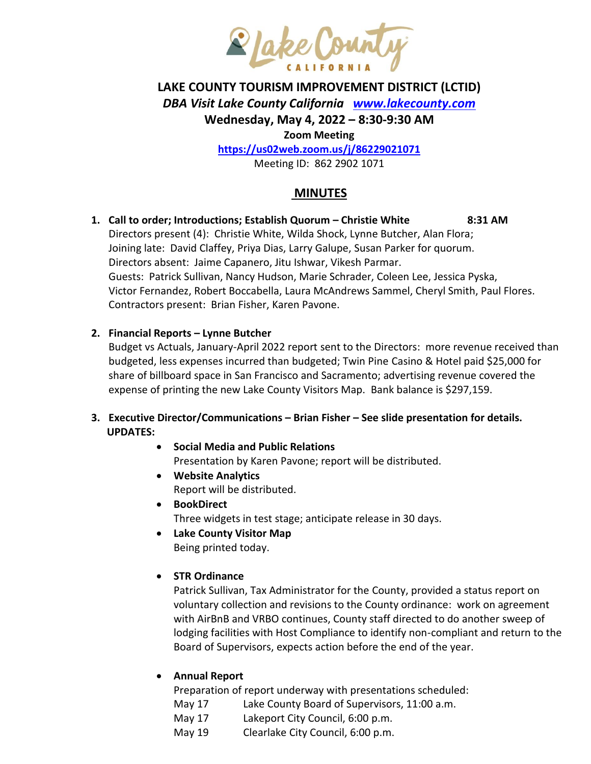**LAKE COUNTY TOURISM IMPROVEMENT DISTRICT (LCTID)**

***DBA Visit Lake County California*** ***www.lakecounty.com***

**Wednesday, May 4, 2022 – 8:30-9:30 AM**

**Zoom Meeting**

**https://us02web.zoom.us/j/86229021071**

Meeting ID: 862 2902 1071

# MINUTES

1. **Call to order; Introductions; Establish Quorum – Christie White** **8:31 AM**
   Directors present (4): Christie White, Wilda Shock, Lynne Butcher, Alan Flora;
   Joining late: David Claffey, Priya Dias, Larry Galupe, Susan Parker for quorum.
   Directors absent: Jaime Capanero, Jitu Ishwar, Vikesh Parmar.
   Guests: Patrick Sullivan, Nancy Hudson, Marie Schrader, Coleen Lee, Jessica Pyska, Victor Fernandez, Robert Boccabella, Laura McAndrews Sammel, Cheryl Smith, Paul Flores.
   Contractors present: Brian Fisher, Karen Pavone.

2. **Financial Reports – Lynne Butcher**
   Budget vs Actuals, January-April 2022 report sent to the Directors: more revenue received than budgeted, less expenses incurred than budgeted; Twin Pine Casino & Hotel paid $25,000 for share of billboard space in San Francisco and Sacramento; advertising revenue covered the expense of printing the new Lake County Visitors Map. Bank balance is $297,159.

3. **Executive Director/Communications – Brian Fisher – See slide presentation for details.**
   **UPDATES:**
   - **Social Media and Public Relations**
     Presentation by Karen Pavone; report will be distributed.
   - **Website Analytics**
     Report will be distributed.
   - **BookDirect**
     Three widgets in test stage; anticipate release in 30 days.
   - **Lake County Visitor Map**
     Being printed today.
   - **STR Ordinance**
     Patrick Sullivan, Tax Administrator for the County, provided a status report on voluntary collection and revisions to the County ordinance: work on agreement with AirBnB and VRBO continues, County staff directed to do another sweep of lodging facilities with Host Compliance to identify non-compliant and return to the Board of Supervisors, expects action before the end of the year.
   - **Annual Report**
     Preparation of report underway with presentations scheduled:
     May 17 Lake County Board of Supervisors, 11:00 a.m.
     May 17 Lakeport City Council, 6:00 p.m.
     May 19 Clearlake City Council, 6:00 p.m.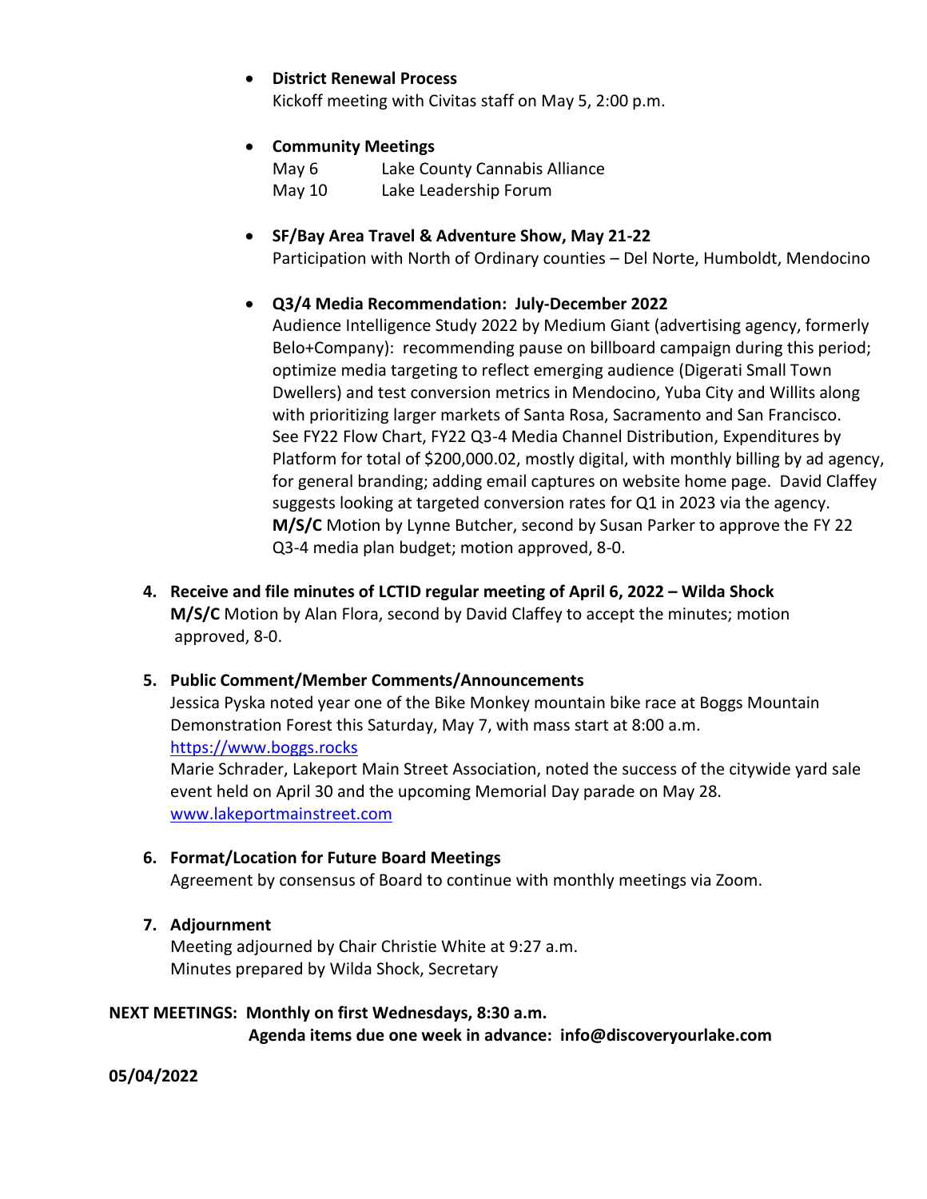- **District Renewal Process**
  Kickoff meeting with Civitas staff on May 5, 2:00 p.m.

- **Community Meetings**
  May 6 Lake County Cannabis Alliance
  May 10 Lake Leadership Forum

- **SF/Bay Area Travel & Adventure Show, May 21-22**
  Participation with North of Ordinary counties – Del Norte, Humboldt, Mendocino

- **Q3/4 Media Recommendation: July-December 2022**
  Audience Intelligence Study 2022 by Medium Giant (advertising agency, formerly Belo+Company): recommending pause on billboard campaign during this period; optimize media targeting to reflect emerging audience (Digerati Small Town Dwellers) and test conversion metrics in Mendocino, Yuba City and Willits along with prioritizing larger markets of Santa Rosa, Sacramento and San Francisco. See FY22 Flow Chart, FY22 Q3-4 Media Channel Distribution, Expenditures by Platform for total of $200,000.02, mostly digital, with monthly billing by ad agency, for general branding; adding email captures on website home page. David Claffey suggests looking at targeted conversion rates for Q1 in 2023 via the agency.
  **M/S/C** Motion by Lynne Butcher, second by Susan Parker to approve the FY 22 Q3-4 media plan budget; motion approved, 8-0.

4. **Receive and file minutes of LCTID regular meeting of April 6, 2022 – Wilda Shock**
   **M/S/C** Motion by Alan Flora, second by David Claffey to accept the minutes; motion approved, 8-0.

5. **Public Comment/Member Comments/Announcements**
   Jessica Pyska noted year one of the Bike Monkey mountain bike race at Boggs Mountain Demonstration Forest this Saturday, May 7, with mass start at 8:00 a.m.
   https://www.boggs.rocks
   Marie Schrader, Lakeport Main Street Association, noted the success of the citywide yard sale event held on April 30 and the upcoming Memorial Day parade on May 28.
   www.lakeportmainstreet.com

6. **Format/Location for Future Board Meetings**
   Agreement by consensus of Board to continue with monthly meetings via Zoom.

7. **Adjournment**
   Meeting adjourned by Chair Christie White at 9:27 a.m.
   Minutes prepared by Wilda Shock, Secretary

**NEXT MEETINGS: Monthly on first Wednesdays, 8:30 a.m.**
**Agenda items due one week in advance: info@discoveryourlake.com**

**05/04/2022**